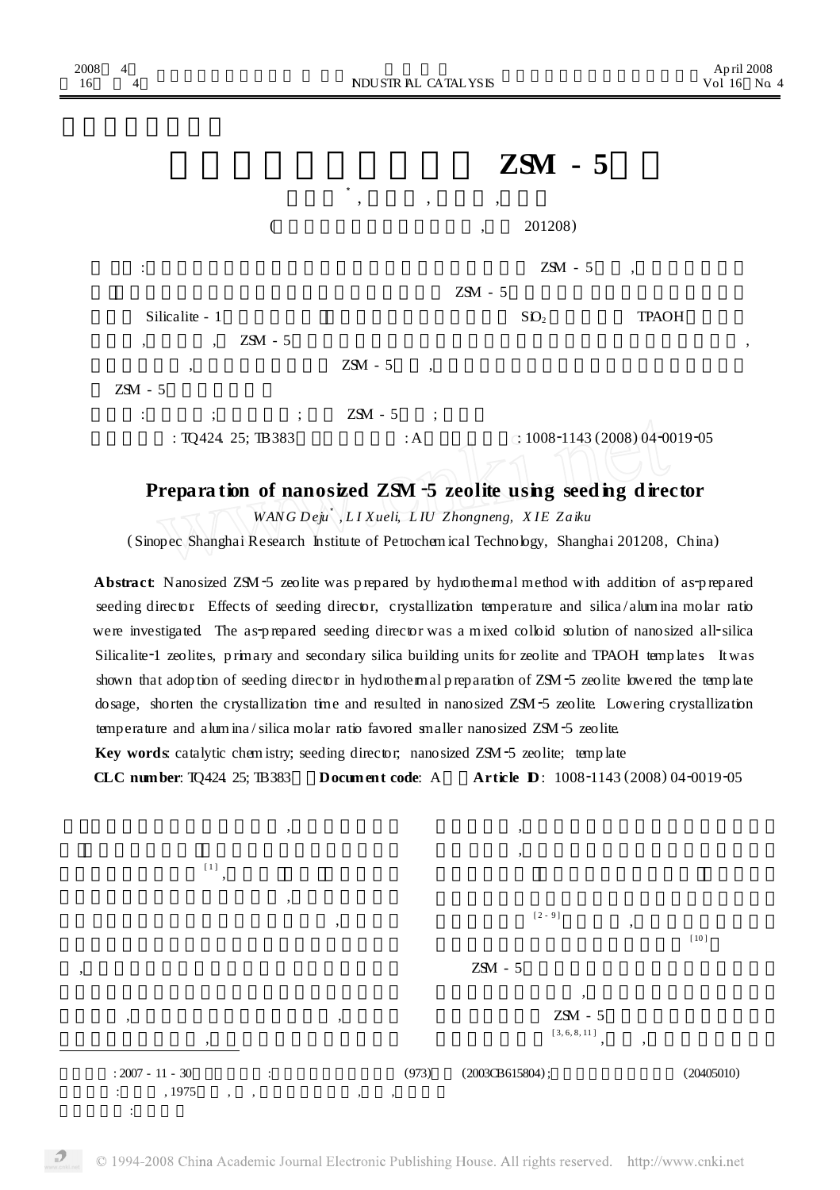# Preparation of nanosized ZSM-5 zeolite using seeding director

*WANG Deju*[*], *LI Xueli*, *LIU Zhongneng*, *XIE Zaiku*

(Sinopec Shanghai Research Institute of Petrochemical Technology, Shanghai 201208, China)

**Abstract**: Nanosized ZSM-5 zeolite was prepared by hydrothermal method with addition of as-prepared seeding director. Effects of seeding director, crystallization temperature and silica/alumina molar ratio were investigated. The as-prepared seeding director was a mixed colloid solution of nanosized all-silica Silicalite-1 zeolites, primary and secondary silica building units for zeolite and TPAOH templates. It was shown that adoption of seeding director in hydrothermal preparation of ZSM-5 zeolite lowered the template dosage, shorten the crystallization time and resulted in nanosized ZSM-5 zeolite. Lowering crystallization temperature and alumina/silica molar ratio favored smaller nanosized ZSM-5 zeolite.

**Key words**: catalytic chemistry; seeding director; nanosized ZSM-5 zeolite; template

**CLC number**: TQ424.25; TB383 **Document code**: A **Article ID**: 1008-1143(2008)04-0019-05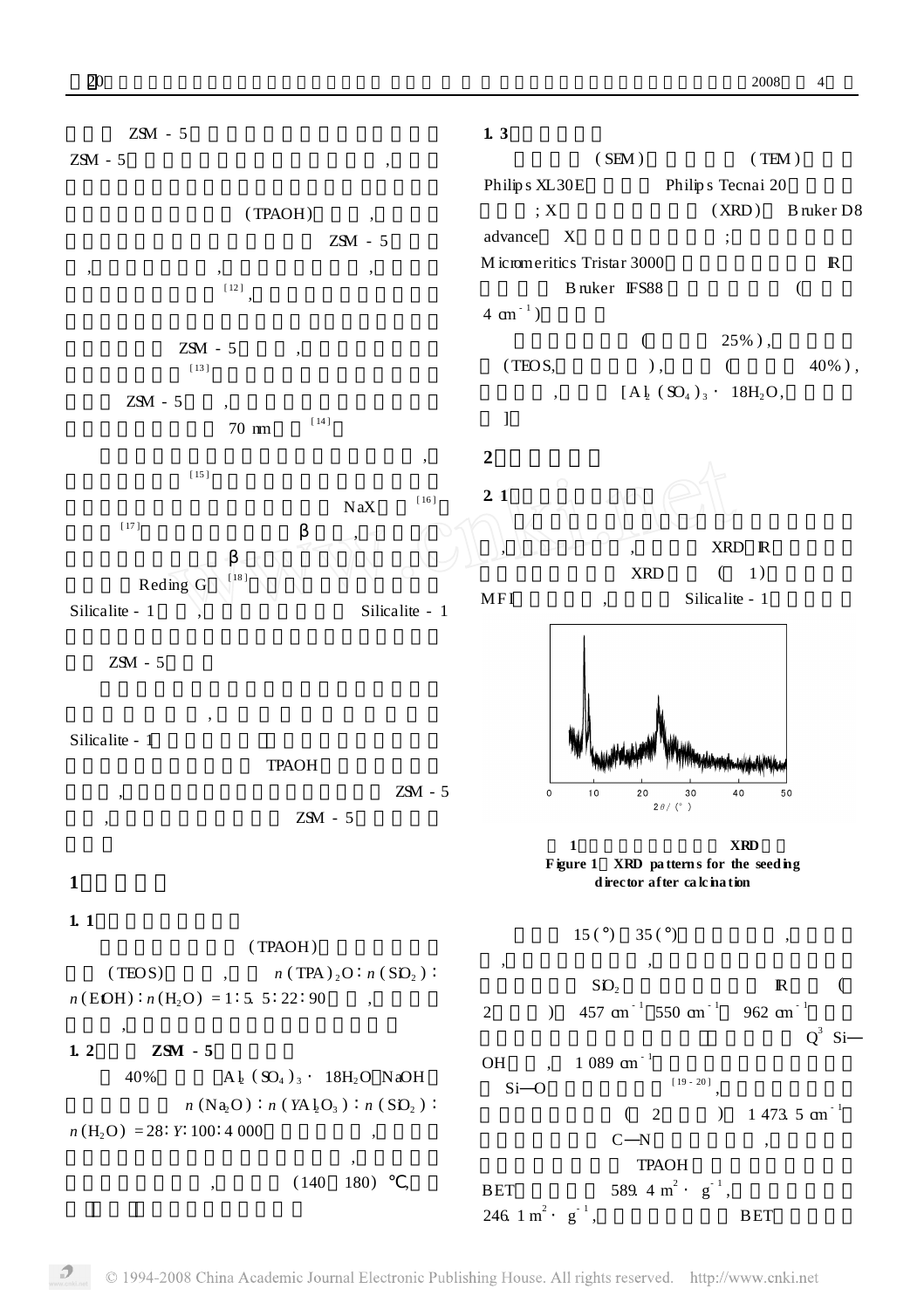ZSM - 5

ZSM - 5 ,

(TPAOH) ,

ZSM - 5

, , ,

[12] ,

ZSM - 5 ,

[13]

ZSM - 5 ,

70 nm [14]

,

[15]

NaX [16]

[17] β ,

β

Reding G [18]

Silicalite - 1 , Silicalite - 1

ZSM - 5

,

Silicalite - 1

TPAOH

, ZSM - 5

, ZSM - 5

## 1

### 1.1

(TPAOH)

(TEOS) , $n(TPA)_2O : n(SiO_2) : n(EtOH) : n(H_2O) = 1 : 5.5 : 22 : 90$ ,

,

### 1.2 ZSM - 5

40% $Al_2(SO_4)_3 \cdot 18H_2O$ NaOH

$n(Na_2O) : n(YAl_2O_3) : n(SiO_2) : n(H_2O) = 28 : Y : 100 : 4\,000$ ,

,

, (140 180) ℃,

### 1.3

(SEM) (TEM)

Philips XL30E Philips Tecnai 20

; X (XRD) Bruker D8 advance X ;

Micromeritics Tristar 3000 IR

Bruker IFS88 (

$4\ cm^{-1}$)

( 25%) ,

(TEOS, ) , ( 40%) ,

, $[Al_2(SO_4)_3 \cdot 18H_2O$,

]

## 2

### 2.1

, , XRD IR

XRD ( 1)

MFI , Silicalite - 1

1 XRD

Figure 1 XRD patterns for the seeding director after calcination

15(°) 35(°) ,

, ,

$SiO_2$ IR (

2 ) $457\ cm^{-1}$ $550\ cm^{-1}$ $962\ cm^{-1}$

$Q^3$ Si—OH , $1\,089\ cm^{-1}$

Si—O [19 - 20] ,

( 2 ) $1\,473.5\ cm^{-1}$

C—N ,

TPAOH

BET $589.4\ m^2 \cdot g^{-1}$,

$246.1\ m^2 \cdot g^{-1}$, BET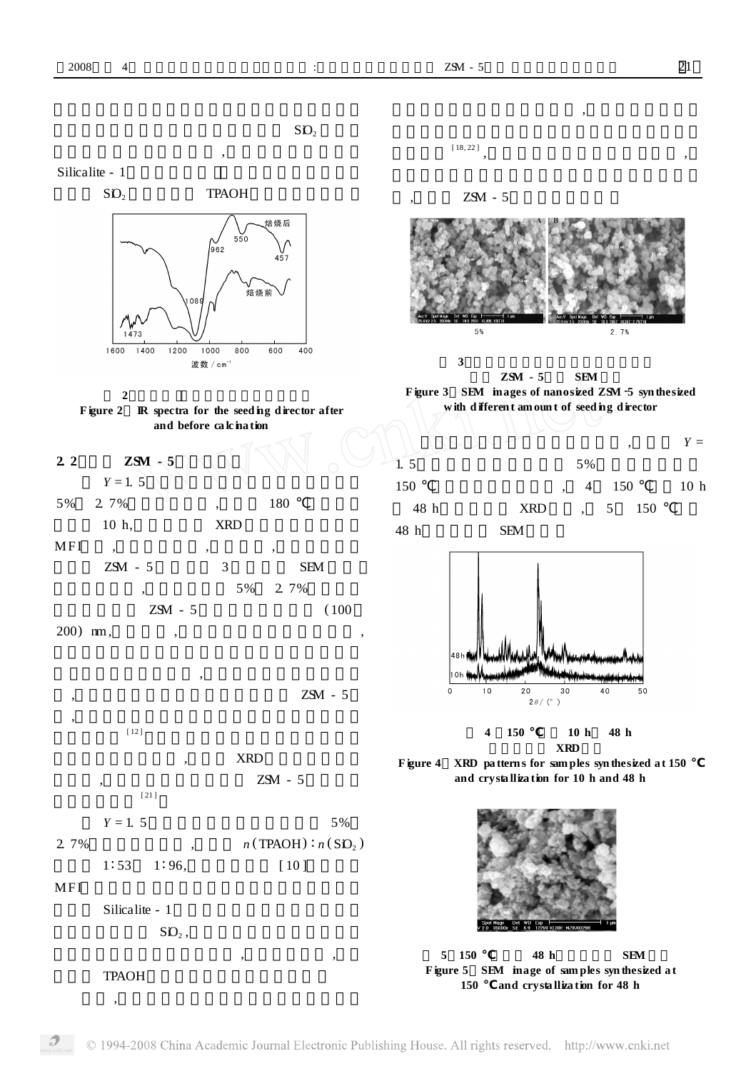$SiO_2$

,

Silicalite - 1

$SiO_2$ TPAOH

2

**Figure 2 IR spectra for the seeding director after and before calcination**

## 2.2 ZSM - 5

$Y$ = 1.5

5% 2.7% , 180 ℃

10 h, XRD

MFI , , ,

ZSM - 5 3 SEM

, 5% 2.7%

ZSM - 5 (100

200) nm, , ,

,

, ZSM - 5

,

[12]

, XRD

, ZSM - 5

[21]

$Y$ = 1.5 5%

2.7% , $n(TPAOH):n(SiO_2)$

1:53 1:96, [10]

MFI

Silicalite - 1

$SiO_2$,

, ,

TPAOH

,

,

[18,22] , ,

, ZSM - 5

3

ZSM - 5 SEM

**Figure 3 SEM images of nanosized ZSM-5 synthesized with different amount of seeding director**

, $Y$ =

1.5 5%

150 ℃ , 4 150 ℃ 10 h

48 h XRD , 5 150 ℃

48 h SEM

4 150 ℃ 10 h 48 h

XRD

**Figure 4 XRD patterns for samples synthesized at 150 ℃ and crystallization for 10 h and 48 h**

5 150 ℃ 48 h SEM

**Figure 5 SEM image of samples synthesized at 150 ℃ and crystallization for 48 h**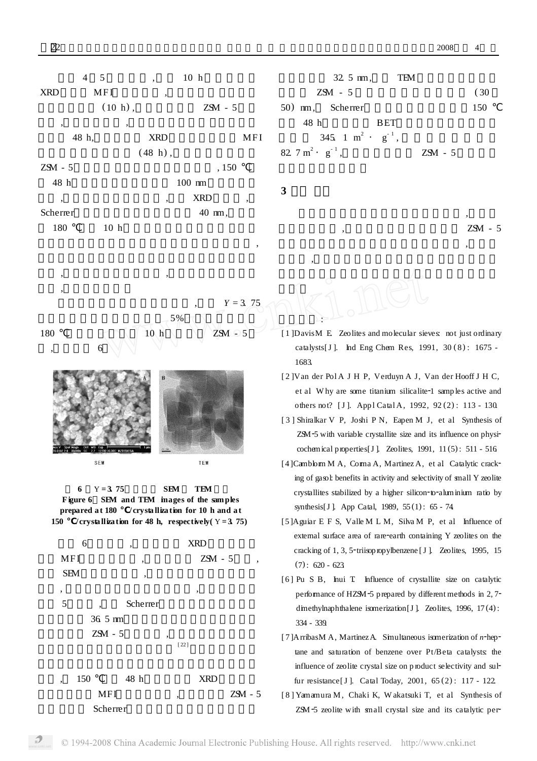4 5 , 10 h XRD MFI , (10 h) , ZSM - 5 , , 48 h, XRD MFI (48 h) , ZSM - 5 , 150 ℃ 48 h 100 nm , , XRD , Scherrer 40 nm, 180 ℃ 10 h ,

, ,

,

, $Y = 3.75$ 5% 180 ℃ 10 h ZSM - 5 , 6

6 $Y = 3.75$ SEM TEM

**Figure 6 SEM and TEM images of the samples prepared at 180 ℃/crystallization for 10 h and at 150 ℃/crystallization for 48 h, respectively ($Y = 3.75$)**

6 , XRD MFI , ZSM - 5 , SEM , , , 5 , Scherrer 36.5 nm ZSM - 5 , [22]

, 150 ℃ 48 h XRD MFI , ZSM - 5 Scherrer 32.5 nm, TEM ZSM - 5 (30 50) nm, Scherrer 150 ℃ 48 h BET 345.1 $m^2 \cdot g^{-1}$, 82.7 $m^2 \cdot g^{-1}$, ZSM - 5

## 3

, , ZSM - 5 , ,

:

[1] Davis M E. Zeolites and molecular sieves: not just ordinary catalysts[J]. Ind Eng Chem Res, 1991, 30(8): 1675 - 1683.

[2] Van der Pol A J H P, Verduyn A J, Van der Hooff J H C, et al. Why are some titanium silicalite-1 samples active and others not? [J]. Appl Catal A, 1992, 92(2): 113 - 130.

[3] Shiralkar V P, Joshi P N, Eapen M J, et al. Synthesis of ZSM-5 with variable crystallite size and its influence on physicochemical properties[J]. Zeolites, 1991, 11(5): 511 - 516.

[4] Camblom M A, Corma A, Martinez A, et al. Catalytic cracking of gasol: benefits in activity and selectivity of small Y zeolite crystallites stabilized by a higher silicon-to-aluminium ratio by synthesis[J]. App Catal, 1989, 55(1): 65 - 74.

[5] Aguiar E F S, Valle M L M, Silva M P, et al. Influence of external surface area of rare-earth containing Y zeolites on the cracking of 1, 3, 5-triisopropylbenzene[J]. Zeolites, 1995, 15(7): 620 - 623.

[6] Pu S B, Inui T. Influence of crystallite size on catalytic performance of HZSM-5 prepared by different methods in 2, 7-dimethylnaphthalene isomerization[J]. Zeolites, 1996, 17(4): 334 - 339.

[7] Arribas M A, Martinez A. Simultaneous isomerization of *n*-heptane and saturation of benzene over Pt/Beta catalysts: the influence of zeolite crystal size on product selectivity and sulfur resistance[J]. Catal Today, 2001, 65(2): 117 - 122.

[8] Yamamura M, Chaki K, Wakatsuki T, et al. Synthesis of ZSM-5 zeolite with small crystal size and its catalytic per-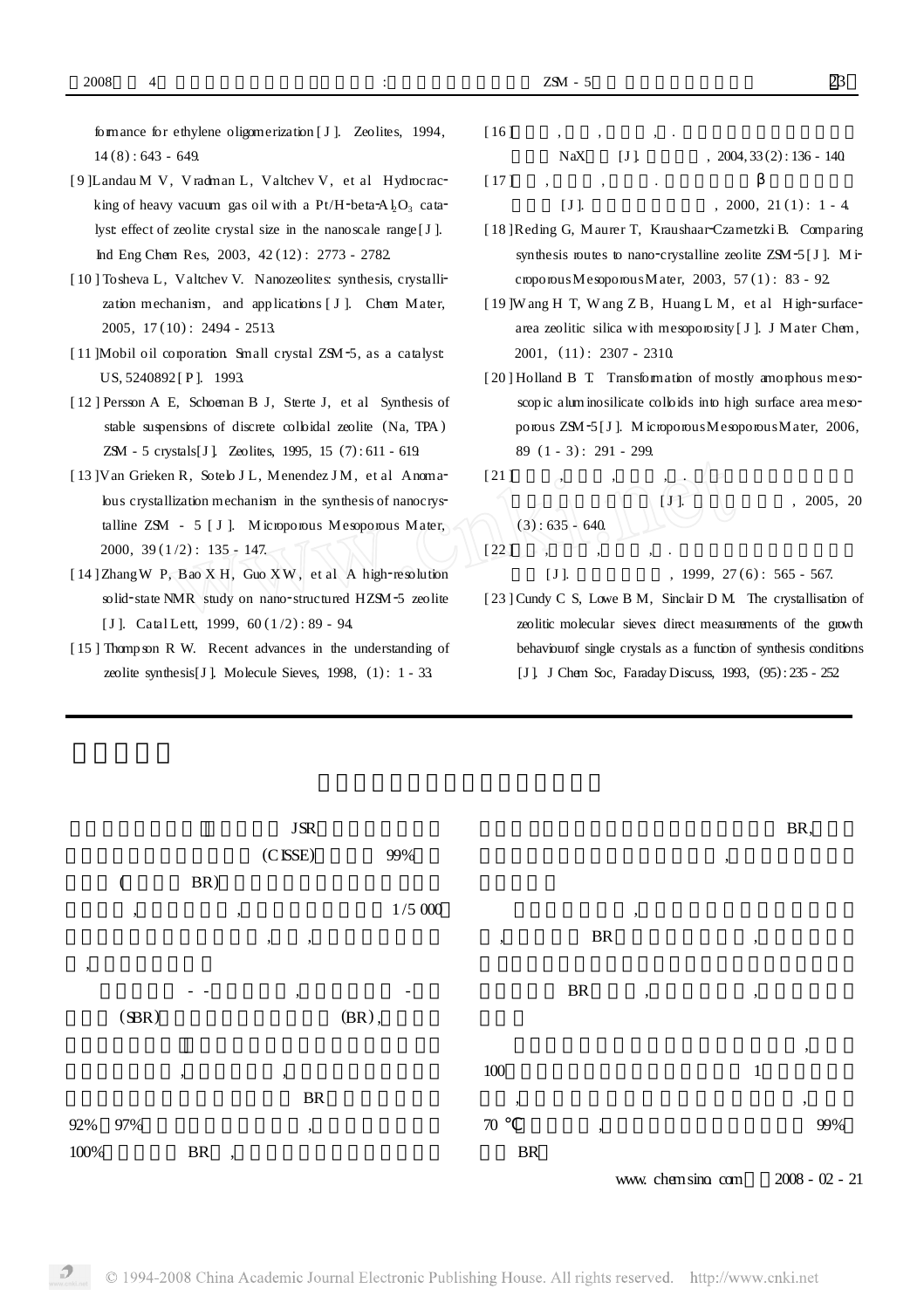formance for ethylene oligomerization [J]. Zeolites, 1994, 14 (8) : 643 - 649.

[9] Landau M V, Vradman L, Valtchev V, et al. Hydrocracking of heavy vacuum gas oil with a Pt/H-beta-$Al_2O_3$ catalyst: effect of zeolite crystal size in the nanoscale range [J]. Ind Eng Chem Res, 2003, 42 (12): 2773 - 2782.

[10] Tosheva L, Valtchev V. Nanozeolites: synthesis, crystallization mechanism, and applications [J]. Chem Mater, 2005, 17 (10): 2494 - 2513.

[11] Mobil oil corporation. Small crystal ZSM-5, as a catalyst: US, 5240892 [P]. 1993.

[12] Persson A E, Schoeman B J, Sterte J, et al. Synthesis of stable suspensions of discrete colloidal zeolite (Na, TPA) ZSM - 5 crystals [J]. Zeolites, 1995, 15 (7): 611 - 619.

[13] Van Grieken R, Sotelo J L, Menendez J M, et al. Anomalous crystallization mechanism in the synthesis of nanocrystalline ZSM - 5 [J]. Microporous Mesoporous Mater, 2000, 39 (1/2): 135 - 147.

[14] Zhang W P, Bao X H, Guo X W, et al. A high-resolution solid-state NMR study on nano-structured HZSM-5 zeolite [J]. Catal Lett, 1999, 60 (1/2): 89 - 94.

[15] Thompson R W. Recent advances in the understanding of zeolite synthesis [J]. Molecule Sieves, 1998, (1): 1 - 33.

[16] , , , . NaX [J]. , 2004, 33 (2): 136 - 140.

[17] , , . β [J]. , 2000, 21 (1): 1 - 4.

[18] Reding G, Maurer T, Kraushaar-Czarnetzki B. Comparing synthesis routes to nano-crystalline zeolite ZSM-5 [J]. Microporous Mesoporous Mater, 2003, 57 (1): 83 - 92.

[19] Wang H T, Wang Z B, Huang L M, et al. High-surface-area zeolitic silica with mesoporosity [J]. J Mater Chem, 2001, (11): 2307 - 2310.

[20] Holland B T. Transformation of mostly amorphous mesoscopic aluminosilicate colloids into high surface area mesoporous ZSM-5 [J]. Microporous Mesoporous Mater, 2006, 89 (1 - 3): 291 - 299.

[21] , , , . [J]. , 2005, 20 (3): 635 - 640.

[22] , , , . [J]. , 1999, 27 (6): 565 - 567.

[23] Cundy C S, Lowe B M, Sinclair D M. The crystallisation of zeolitic molecular sieves: direct measurements of the growth behaviour of single crystals as a function of synthesis conditions [J]. J Chem Soc, Faraday Discuss, 1993, (95): 235 - 252.

---

JSR (CISSE) 99% ( BR) , , 1/5 000 , , ,

- - , - (SBR) (BR), , , BR 92% 97% , 100% BR ,

BR, ,

, , BR , BR , ,

, 100 1 , , 70 ℃ , 99% BR

www. chemsino. com 2008 - 02 - 21